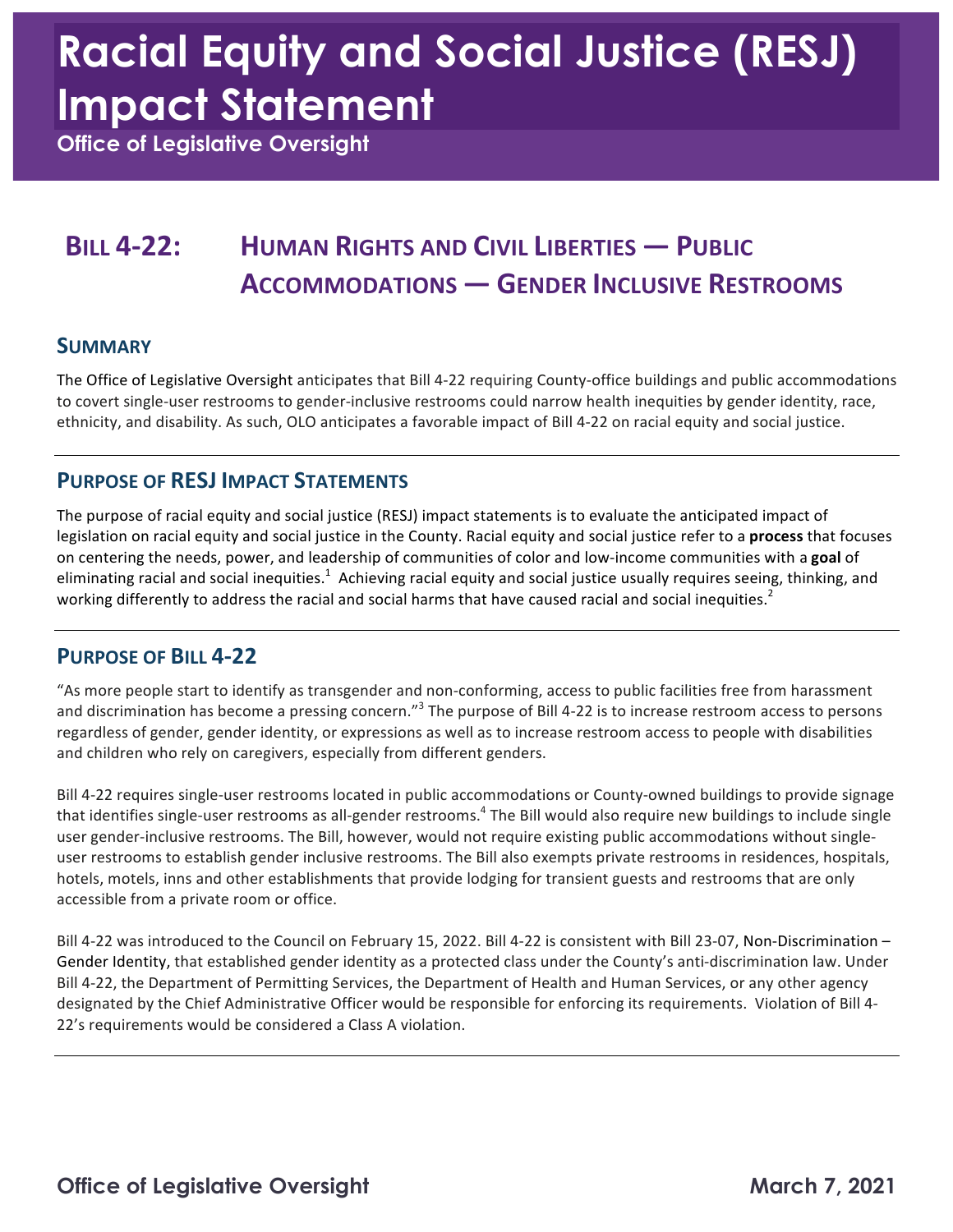# Racial Equity and Social Justice (RESJ) Impact Statement

**Office of Legislative Oversight**

## BILL 4-22: HUMAN RIGHTS AND CIVIL LIBERTIES — PUBLIC ACCOMMODATIONS — GENDER INCLUSIVE RESTROOMS

### SUMMARY

The Office of Legislative Oversight anticipates that Bill 4-22 requiring County-office buildings and public accommodations to covert single-user restrooms to gender-inclusive restrooms could narrow health inequities by gender identity, race, ethnicity, and disability. As such, OLO anticipates a favorable impact of Bill 4-22 on racial equity and social justice.

### PURPOSE OF RESJ IMPACT STATEMENTS

The purpose of racial equity and social justice (RESJ) impact statements is to evaluate the anticipated impact of legislation on racial equity and social justice in the County. Racial equity and social justice refer to a **process** that focuses on centering the needs, power, and leadership of communities of color and low-income communities with a **goal** of eliminating racial and social inequities.[1] Achieving racial equity and social justice usually requires seeing, thinking, and working differently to address the racial and social harms that have caused racial and social inequities.[2]

### PURPOSE OF BILL 4-22

"As more people start to identify as transgender and non-conforming, access to public facilities free from harassment and discrimination has become a pressing concern."[3] The purpose of Bill 4-22 is to increase restroom access to persons regardless of gender, gender identity, or expressions as well as to increase restroom access to people with disabilities and children who rely on caregivers, especially from different genders.

Bill 4-22 requires single-user restrooms located in public accommodations or County-owned buildings to provide signage that identifies single-user restrooms as all-gender restrooms.[4] The Bill would also require new buildings to include single user gender-inclusive restrooms. The Bill, however, would not require existing public accommodations without single-user restrooms to establish gender inclusive restrooms. The Bill also exempts private restrooms in residences, hospitals, hotels, motels, inns and other establishments that provide lodging for transient guests and restrooms that are only accessible from a private room or office.

Bill 4-22 was introduced to the Council on February 15, 2022. Bill 4-22 is consistent with Bill 23-07, Non-Discrimination – Gender Identity, that established gender identity as a protected class under the County's anti-discrimination law. Under Bill 4-22, the Department of Permitting Services, the Department of Health and Human Services, or any other agency designated by the Chief Administrative Officer would be responsible for enforcing its requirements. Violation of Bill 4-22's requirements would be considered a Class A violation.

Office of Legislative Oversight — March 7, 2021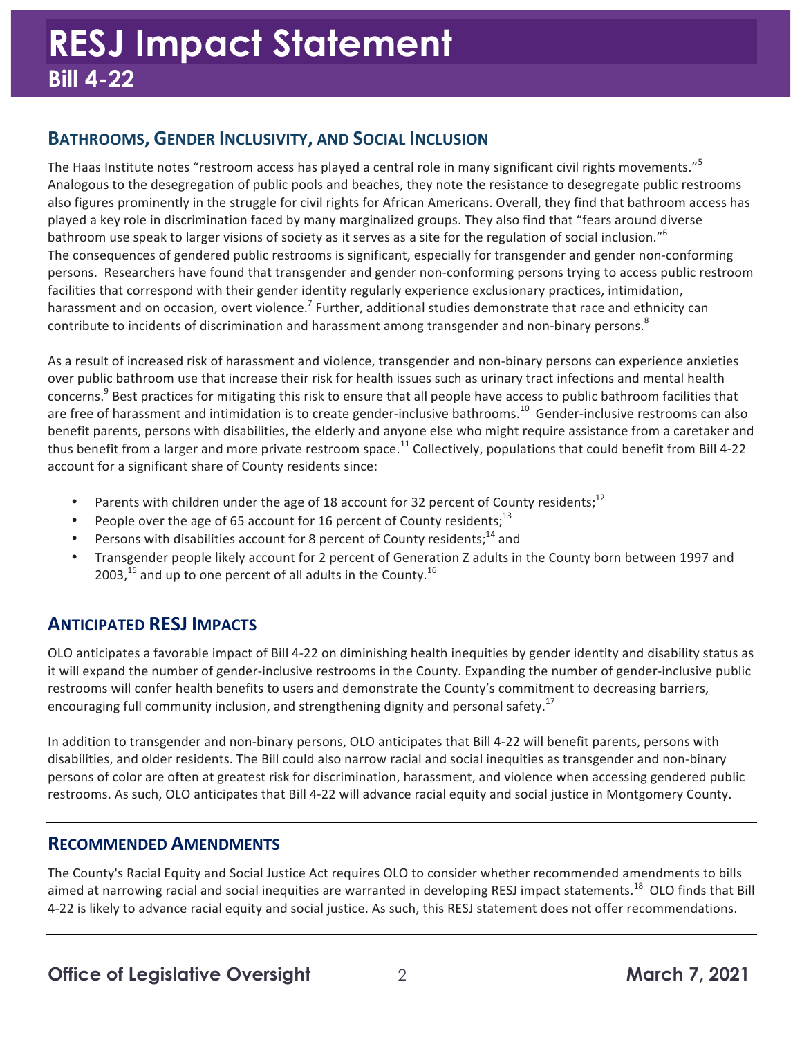## Bathrooms, Gender Inclusivity, and Social Inclusion

The Haas Institute notes "restroom access has played a central role in many significant civil rights movements."[5] Analogous to the desegregation of public pools and beaches, they note the resistance to desegregate public restrooms also figures prominently in the struggle for civil rights for African Americans. Overall, they find that bathroom access has played a key role in discrimination faced by many marginalized groups. They also find that "fears around diverse bathroom use speak to larger visions of society as it serves as a site for the regulation of social inclusion."[6] The consequences of gendered public restrooms is significant, especially for transgender and gender non-conforming persons. Researchers have found that transgender and gender non-conforming persons trying to access public restroom facilities that correspond with their gender identity regularly experience exclusionary practices, intimidation, harassment and on occasion, overt violence.[7] Further, additional studies demonstrate that race and ethnicity can contribute to incidents of discrimination and harassment among transgender and non-binary persons.[8]

As a result of increased risk of harassment and violence, transgender and non-binary persons can experience anxieties over public bathroom use that increase their risk for health issues such as urinary tract infections and mental health concerns.[9] Best practices for mitigating this risk to ensure that all people have access to public bathroom facilities that are free of harassment and intimidation is to create gender-inclusive bathrooms.[10] Gender-inclusive restrooms can also benefit parents, persons with disabilities, the elderly and anyone else who might require assistance from a caretaker and thus benefit from a larger and more private restroom space.[11] Collectively, populations that could benefit from Bill 4-22 account for a significant share of County residents since:

- Parents with children under the age of 18 account for 32 percent of County residents;[12]
- People over the age of 65 account for 16 percent of County residents;[13]
- Persons with disabilities account for 8 percent of County residents;[14] and
- Transgender people likely account for 2 percent of Generation Z adults in the County born between 1997 and 2003,[15] and up to one percent of all adults in the County.[16]

## Anticipated RESJ Impacts

OLO anticipates a favorable impact of Bill 4-22 on diminishing health inequities by gender identity and disability status as it will expand the number of gender-inclusive restrooms in the County. Expanding the number of gender-inclusive public restrooms will confer health benefits to users and demonstrate the County's commitment to decreasing barriers, encouraging full community inclusion, and strengthening dignity and personal safety.[17]

In addition to transgender and non-binary persons, OLO anticipates that Bill 4-22 will benefit parents, persons with disabilities, and older residents. The Bill could also narrow racial and social inequities as transgender and non-binary persons of color are often at greatest risk for discrimination, harassment, and violence when accessing gendered public restrooms. As such, OLO anticipates that Bill 4-22 will advance racial equity and social justice in Montgomery County.

## Recommended Amendments

The County's Racial Equity and Social Justice Act requires OLO to consider whether recommended amendments to bills aimed at narrowing racial and social inequities are warranted in developing RESJ impact statements.[18] OLO finds that Bill 4-22 is likely to advance racial equity and social justice. As such, this RESJ statement does not offer recommendations.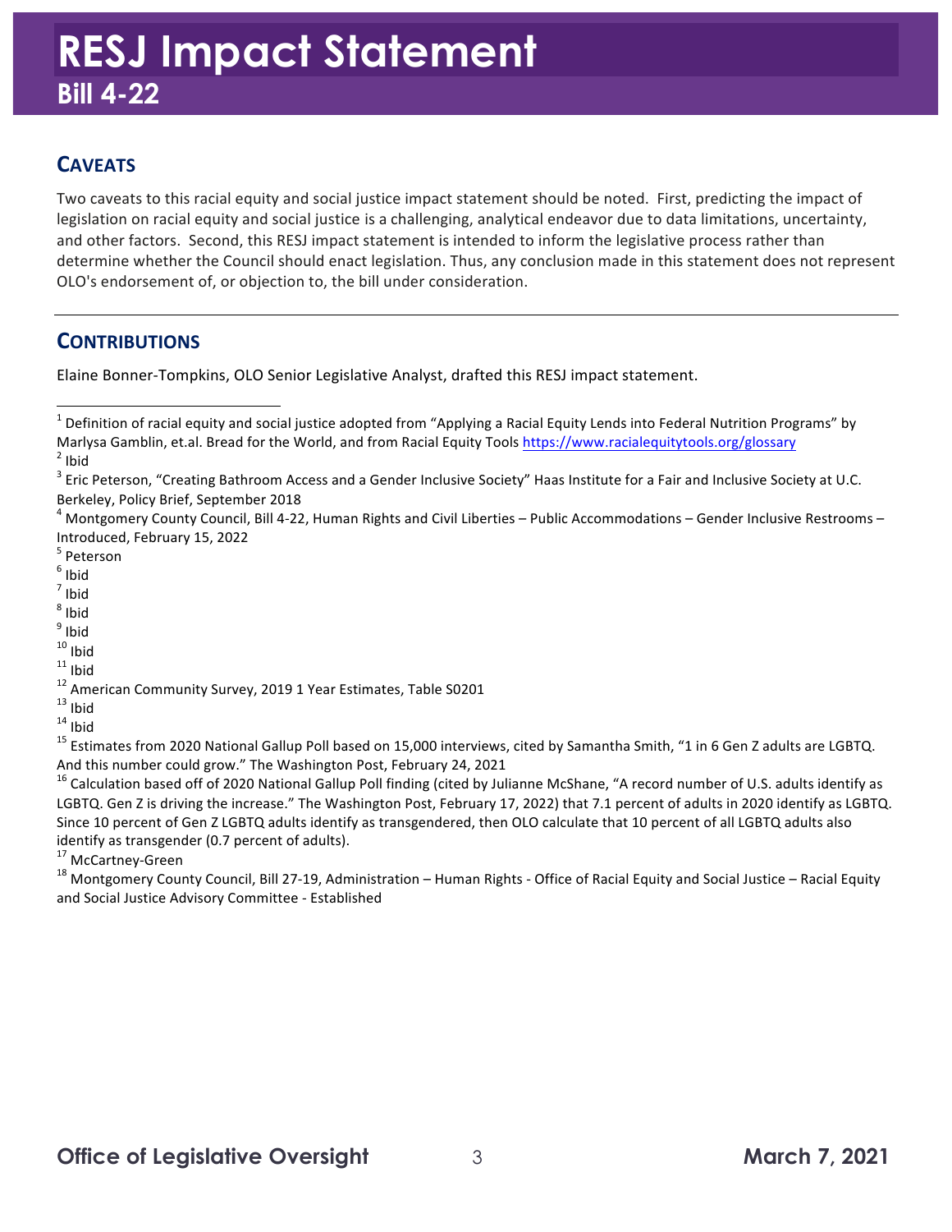## CAVEATS

Two caveats to this racial equity and social justice impact statement should be noted. First, predicting the impact of legislation on racial equity and social justice is a challenging, analytical endeavor due to data limitations, uncertainty, and other factors. Second, this RESJ impact statement is intended to inform the legislative process rather than determine whether the Council should enact legislation. Thus, any conclusion made in this statement does not represent OLO's endorsement of, or objection to, the bill under consideration.

---

## CONTRIBUTIONS

Elaine Bonner-Tompkins, OLO Senior Legislative Analyst, drafted this RESJ impact statement.

---

[1] Definition of racial equity and social justice adopted from "Applying a Racial Equity Lends into Federal Nutrition Programs" by Marlysa Gamblin, et.al. Bread for the World, and from Racial Equity Tools https://www.racialequitytools.org/glossary

[2] Ibid

[3] Eric Peterson, "Creating Bathroom Access and a Gender Inclusive Society" Haas Institute for a Fair and Inclusive Society at U.C. Berkeley, Policy Brief, September 2018

[4] Montgomery County Council, Bill 4-22, Human Rights and Civil Liberties – Public Accommodations – Gender Inclusive Restrooms – Introduced, February 15, 2022

[5] Peterson

[6] Ibid

[7] Ibid

[8] Ibid

[9] Ibid

[10] Ibid

[11] Ibid

[12] American Community Survey, 2019 1 Year Estimates, Table S0201

[13] Ibid

[14] Ibid

[15] Estimates from 2020 National Gallup Poll based on 15,000 interviews, cited by Samantha Smith, "1 in 6 Gen Z adults are LGBTQ. And this number could grow." The Washington Post, February 24, 2021

[16] Calculation based off of 2020 National Gallup Poll finding (cited by Julianne McShane, "A record number of U.S. adults identify as LGBTQ. Gen Z is driving the increase." The Washington Post, February 17, 2022) that 7.1 percent of adults in 2020 identify as LGBTQ. Since 10 percent of Gen Z LGBTQ adults identify as transgendered, then OLO calculate that 10 percent of all LGBTQ adults also identify as transgender (0.7 percent of adults).

[17] McCartney-Green

[18] Montgomery County Council, Bill 27-19, Administration – Human Rights - Office of Racial Equity and Social Justice – Racial Equity and Social Justice Advisory Committee - Established